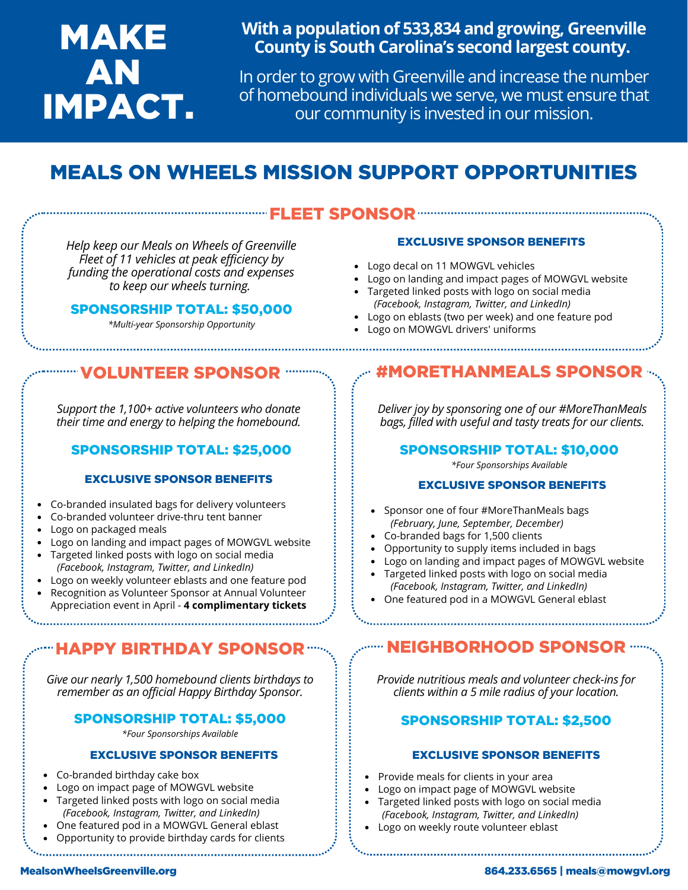# MAKE AN IMPACT.

**With a population of 533,834 and growing, Greenville County is South Carolina's second largest county.**

In order to grow with Greenville and increase the number of homebound individuals we serve, we must ensure that our community is invested in our mission.

## MEALS ON WHEELS MISSION SUPPORT OPPORTUNITIES

### FLEET SPONSOR

*Help keep our Meals on Wheels of Greenville Fleet of 11 vehicles at peak efficiency by funding the operational costs and expenses to keep our wheels turning.*

**SPONSORSHIP TOTAL: $50,000**

*\*Multi-year Sponsorship Opportunity*

**EXCLUSIVE SPONSOR BENEFITS**

- Logo decal on 11 MOWGVL vehicles
- Logo on landing and impact pages of MOWGVL website
- Targeted linked posts with logo on social media *(Facebook, Instagram, Twitter, and LinkedIn)*
- Logo on eblasts (two per week) and one feature pod
- Logo on MOWGVL drivers' uniforms

### VOLUNTEER SPONSOR

*Support the 1,100+ active volunteers who donate their time and energy to helping the homebound.*

**SPONSORSHIP TOTAL: $25,000**

**EXCLUSIVE SPONSOR BENEFITS**

- Co-branded insulated bags for delivery volunteers
- Co-branded volunteer drive-thru tent banner
- Logo on packaged meals
- Logo on landing and impact pages of MOWGVL website
- Targeted linked posts with logo on social media *(Facebook, Instagram, Twitter, and LinkedIn)*
- Logo on weekly volunteer eblasts and one feature pod
- Recognition as Volunteer Sponsor at Annual Volunteer Appreciation event in April - **4 complimentary tickets**

### #MORETHANMEALS SPONSOR

*Deliver joy by sponsoring one of our #MoreThanMeals bags, filled with useful and tasty treats for our clients.*

**SPONSORSHIP TOTAL: $10,000**

*\*Four Sponsorships Available*

**EXCLUSIVE SPONSOR BENEFITS**

- Sponsor one of four #MoreThanMeals bags *(February, June, September, December)*
- Co-branded bags for 1,500 clients
- Opportunity to supply items included in bags
- Logo on landing and impact pages of MOWGVL website
- Targeted linked posts with logo on social media *(Facebook, Instagram, Twitter, and LinkedIn)*
- One featured pod in a MOWGVL General eblast

### HAPPY BIRTHDAY SPONSOR

*Give our nearly 1,500 homebound clients birthdays to remember as an official Happy Birthday Sponsor.*

**SPONSORSHIP TOTAL: $5,000**

*\*Four Sponsorships Available*

**EXCLUSIVE SPONSOR BENEFITS**

- Co-branded birthday cake box
- Logo on impact page of MOWGVL website
- Targeted linked posts with logo on social media *(Facebook, Instagram, Twitter, and LinkedIn)*
- One featured pod in a MOWGVL General eblast
- Opportunity to provide birthday cards for clients

### NEIGHBORHOOD SPONSOR

*Provide nutritious meals and volunteer check-ins for clients within a 5 mile radius of your location.*

**SPONSORSHIP TOTAL: $2,500**

**EXCLUSIVE SPONSOR BENEFITS**

- Provide meals for clients in your area
- Logo on impact page of MOWGVL website
- Targeted linked posts with logo on social media *(Facebook, Instagram, Twitter, and LinkedIn)*
- Logo on weekly route volunteer eblast

MealsonWheelsGreenville.org

864.233.6565 | meals@mowgvl.org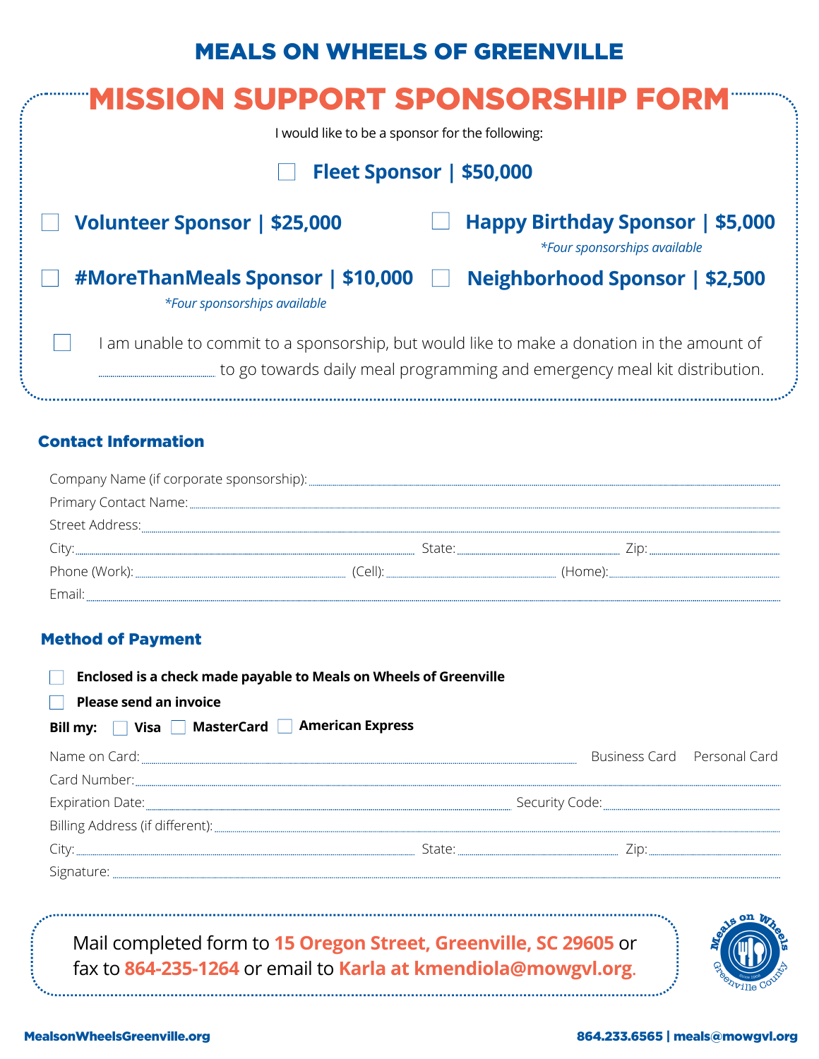# MEALS ON WHEELS OF GREENVILLE

## MISSION SUPPORT SPONSORSHIP FORM

I would like to be a sponsor for the following:

☐ **Fleet Sponsor | $50,000**

☐ **Volunteer Sponsor | $25,000**

☐ **Happy Birthday Sponsor | $5,000**
*\*Four sponsorships available*

☐ **#MoreThanMeals Sponsor | $10,000**
*\*Four sponsorships available*

☐ **Neighborhood Sponsor | $2,500**

☐ I am unable to commit to a sponsorship, but would like to make a donation in the amount of ________ to go towards daily meal programming and emergency meal kit distribution.

### Contact Information

Company Name (if corporate sponsorship): ________

Primary Contact Name: ________

Street Address: ________

City: ________ State: ________ Zip: ________

Phone (Work): ________ (Cell): ________ (Home): ________

Email: ________

### Method of Payment

☐ **Enclosed is a check made payable to Meals on Wheels of Greenville**

☐ **Please send an invoice**

**Bill my:** ☐ **Visa** ☐ **MasterCard** ☐ **American Express**

Name on Card: ________ Business Card Personal Card

Card Number: ________

Expiration Date: ________ Security Code: ________

Billing Address (if different): ________

City: ________ State: ________ Zip: ________

Signature: ________

Mail completed form to **15 Oregon Street, Greenville, SC 29605** or fax to **864-235-1264** or email to **Karla at kmendiola@mowgvl.org**.

Meals on Wheels Greenville County Since 1969

**MealsonWheelsGreenville.org**

**864.233.6565 | meals@mowgvl.org**